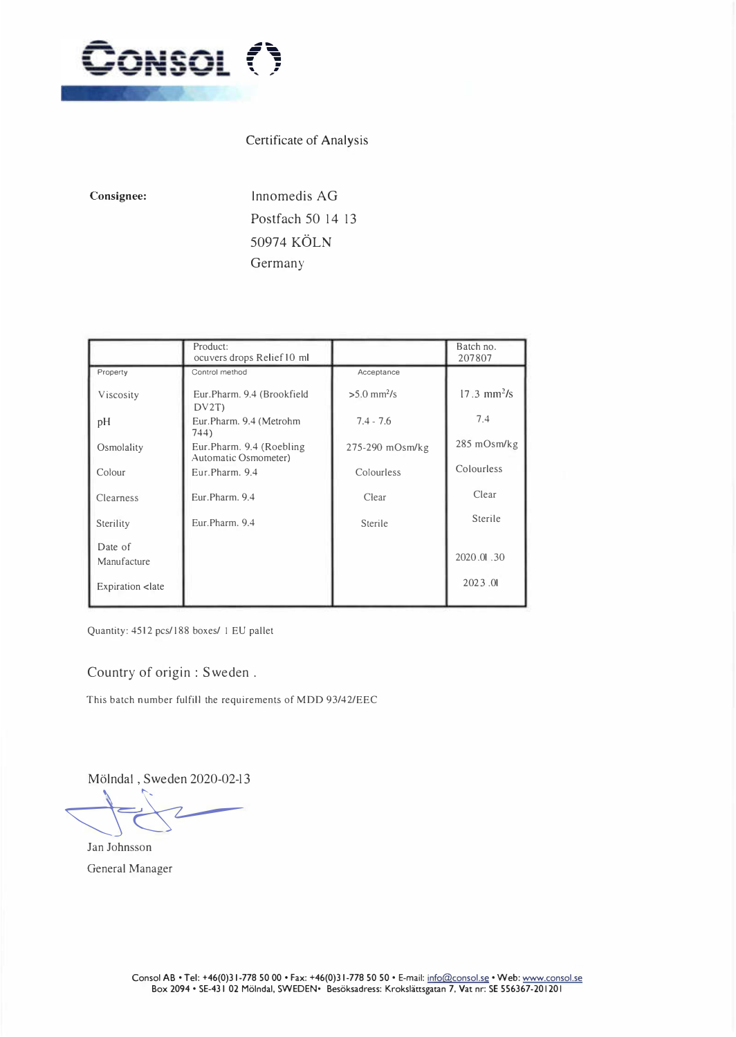CONSOL

Certificate of Analysis

**Consignee:**

Innomedis AG
Postfach 50 14 13
50974 KÖLN
Germany

|  | Product: ocuvers drops Relief 10 ml |  | Batch no. 207807 |
|---|---|---|---|
| Property | Control method | Acceptance |  |
| Viscosity | Eur.Pharm. 9.4 (Brookfield DV2T) | >5.0 $mm^2/s$ | 17.3 $mm^2/s$ |
| pH | Eur.Pharm. 9.4 (Metrohm 744) | 7.4 - 7.6 | 7.4 |
| Osmolality | Eur.Pharm. 9.4 (Roebling Automatic Osmometer) | 275-290 mOsm/kg | 285 mOsm/kg |
| Colour | Eur.Pharm. 9.4 | Colourless | Colourless |
| Clearness | Eur.Pharm. 9.4 | Clear | Clear |
| Sterility | Eur.Pharm. 9.4 | Sterile | Sterile |
| Date of Manufacture |  |  | 2020.01 .30 |
| Expiration <late |  |  | 2023 .01 |

Quantity: 4512 pcs/188 boxes/ 1 EU pallet

Country of origin : Sweden .

This batch number fulfill the requirements of MDD 93/42/EEC

Mölndal , Sweden 2020-02-13

Jan Johnsson
General Manager

Consol AB • Tel: +46(0)31-778 50 00 • Fax: +46(0)31-778 50 50 • E-mail: info@consol.se • Web: www.consol.se
Box 2094 • SE-431 02 Mölndal, SWEDEN• Besöksadress: Krokslättsgatan 7. Vat nr: SE 556367-201201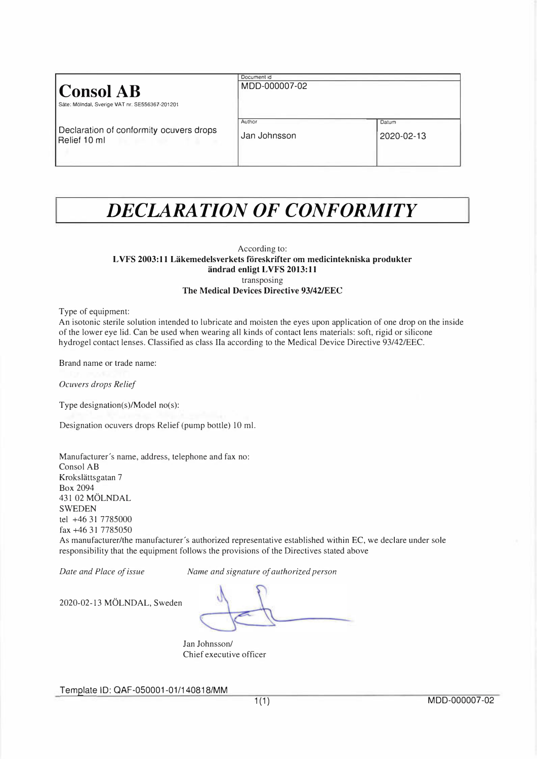| **Consol AB**<br>Säte: Mölndal, Sverige VAT nr. SE556367-201201 | Document id<br>MDD-000007-02 | |
|---|---|---|
| Declaration of conformity ocuvers drops Relief 10 ml | Author<br>Jan Johnsson | Datum<br>2020-02-13 |

# *DECLARATION OF CONFORMITY*

According to:
**LVFS 2003:11 Läkemedelsverkets föreskrifter om medicintekniska produkter ändrad enligt LVFS 2013:11**
transposing
**The Medical Devices Directive 93/42/EEC**

Type of equipment:
An isotonic sterile solution intended to lubricate and moisten the eyes upon application of one drop on the inside of the lower eye lid. Can be used when wearing all kinds of contact lens materials: soft, rigid or silicone hydrogel contact lenses. Classified as class IIa according to the Medical Device Directive 93/42/EEC.

Brand name or trade name:

*Ocuvers drops Relief*

Type designation(s)/Model no(s):

Designation ocuvers drops Relief (pump bottle) 10 ml.

Manufacturer´s name, address, telephone and fax no:
Consol AB
Krokslättsgatan 7
Box 2094
431 02 MÖLNDAL
SWEDEN
tel +46 31 7785000
fax +46 31 7785050
As manufacturer/the manufacturer´s authorized representative established within EC, we declare under sole responsibility that the equipment follows the provisions of the Directives stated above

*Date and Place of issue* *Name and signature of authorized person*

2020-02-13 MÖLNDAL, Sweden

Jan Johnsson/
Chief executive officer

Template ID: QAF-050001-01/140818/MM